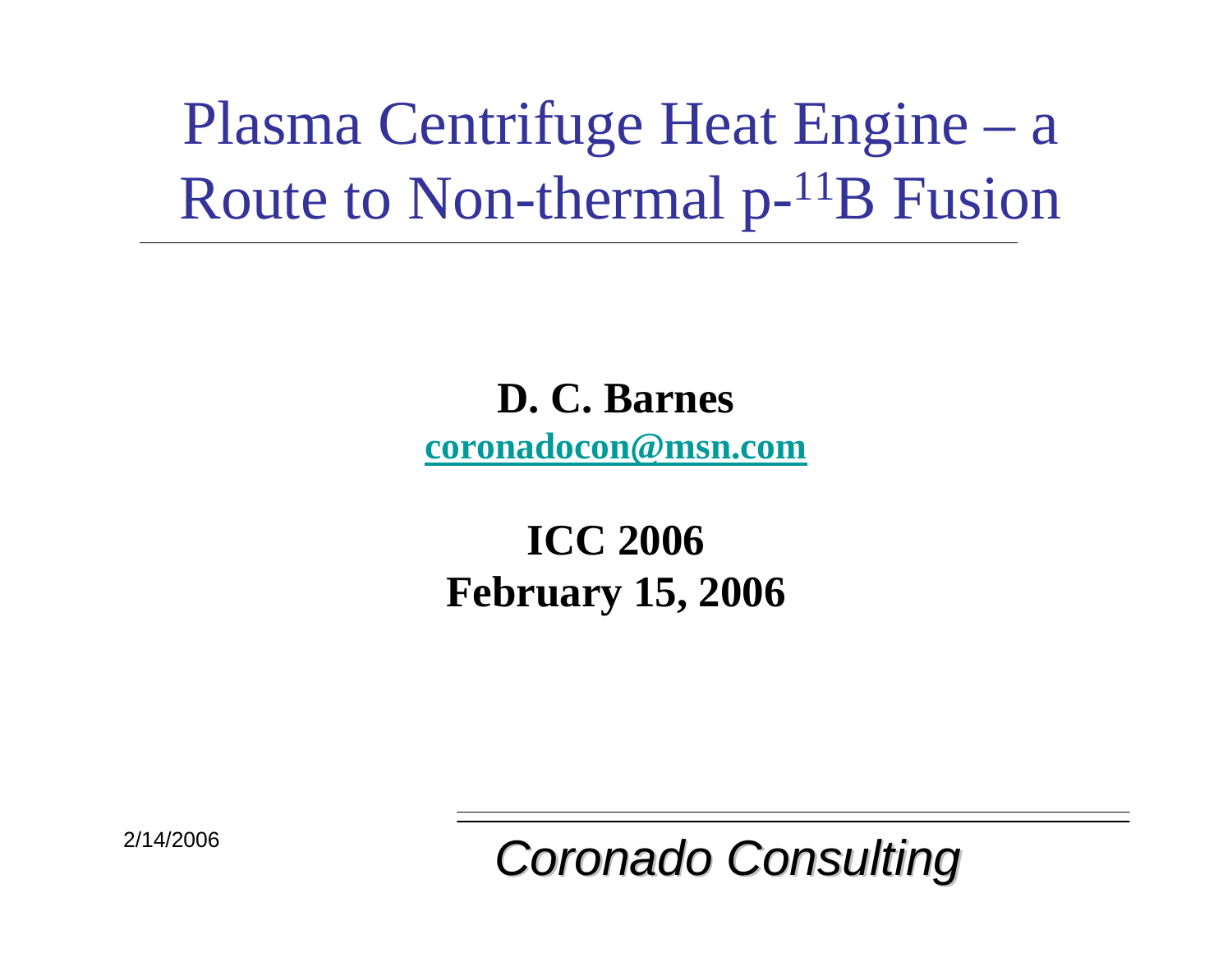# Plasma Centrifuge Heat Engine – a Route to Non-thermal p-$^{11}$B Fusion

**D. C. Barnes**

**coronadocon@msn.com**

**ICC 2006**

**February 15, 2006**

2/14/2006

*Coronado Consulting*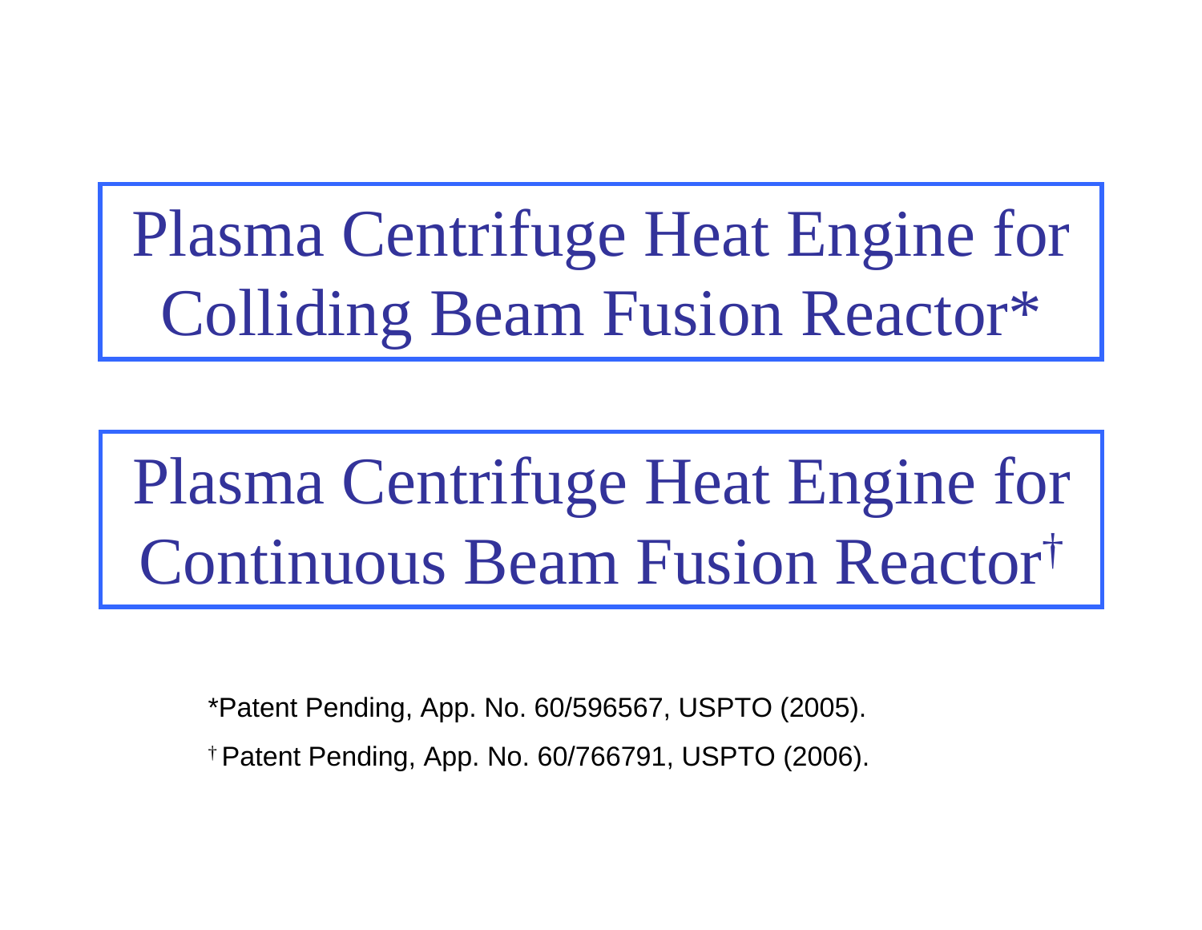# Plasma Centrifuge Heat Engine for Colliding Beam Fusion Reactor*

# Plasma Centrifuge Heat Engine for Continuous Beam Fusion Reactor†

*Patent Pending, App. No. 60/596567, USPTO (2005).

† Patent Pending, App. No. 60/766791, USPTO (2006).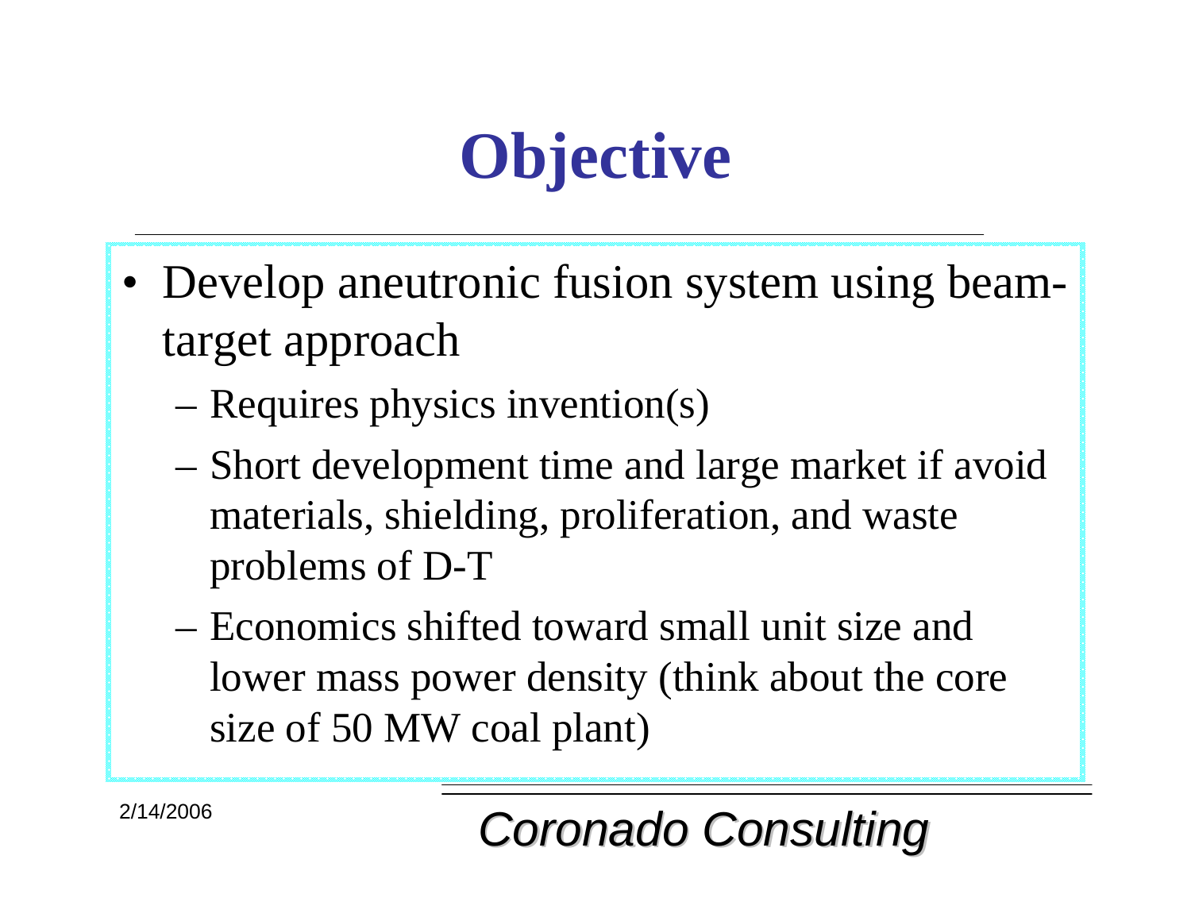# Objective

- Develop aneutronic fusion system using beam-target approach
  - Requires physics invention(s)
  - Short development time and large market if avoid materials, shielding, proliferation, and waste problems of D-T
  - Economics shifted toward small unit size and lower mass power density (think about the core size of 50 MW coal plant)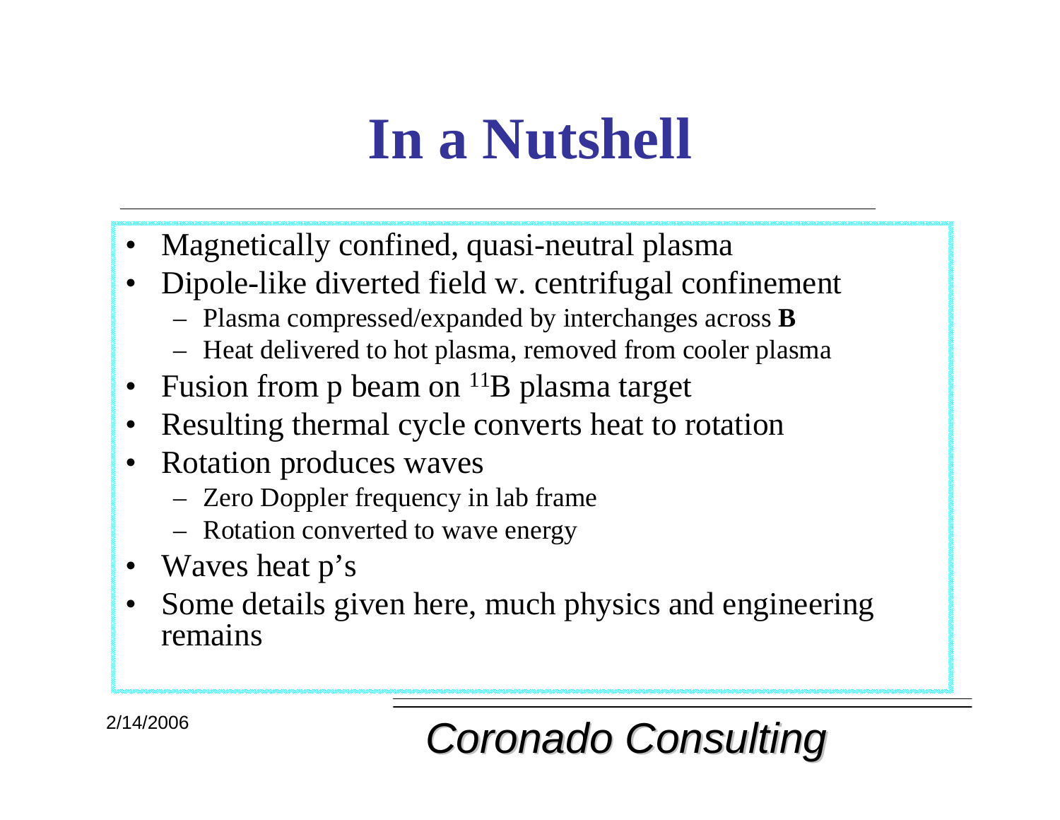# In a Nutshell

- Magnetically confined, quasi-neutral plasma
- Dipole-like diverted field w. centrifugal confinement
  - Plasma compressed/expanded by interchanges across **B**
  - Heat delivered to hot plasma, removed from cooler plasma
- Fusion from p beam on $^{11}B$ plasma target
- Resulting thermal cycle converts heat to rotation
- Rotation produces waves
  - Zero Doppler frequency in lab frame
  - Rotation converted to wave energy
- Waves heat p's
- Some details given here, much physics and engineering remains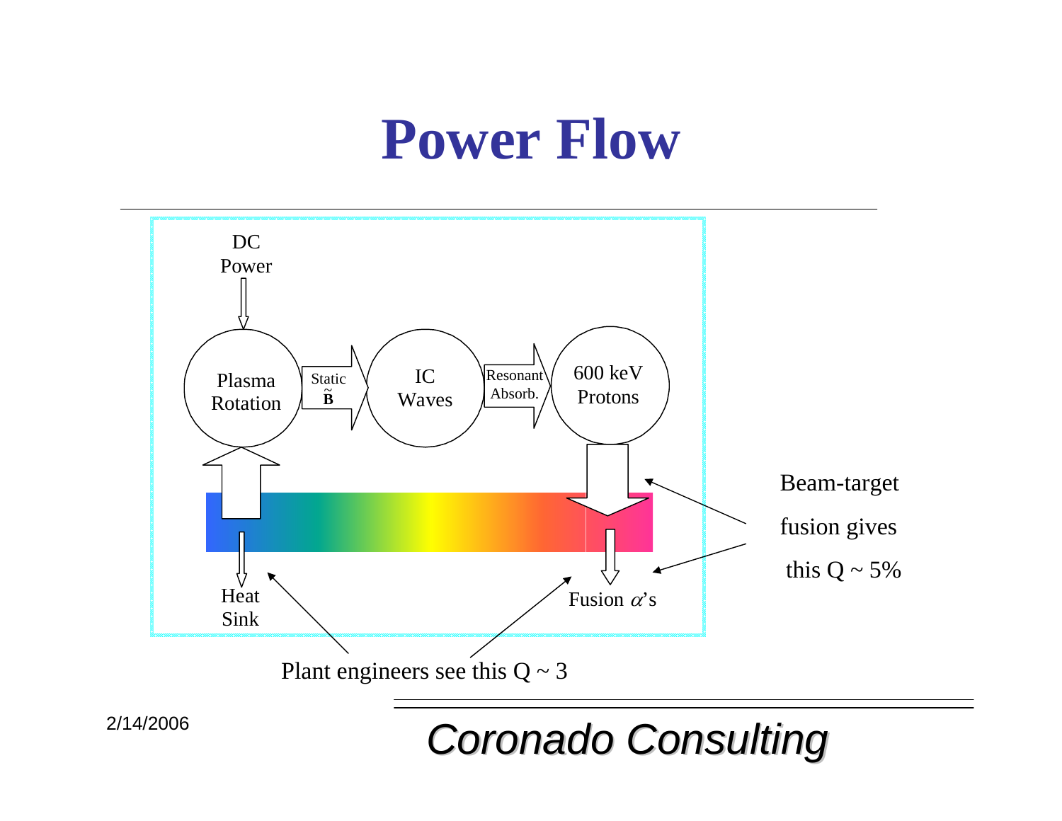# Power Flow

DC Power

Plasma Rotation

Static $\tilde{\mathbf{B}}$

IC Waves

Resonant Absorb.

600 keV Protons

Heat Sink

Fusion $\alpha$'s

Beam-target fusion gives this Q ~ 5%

Plant engineers see this Q ~ 3

2/14/2006

*Coronado Consulting*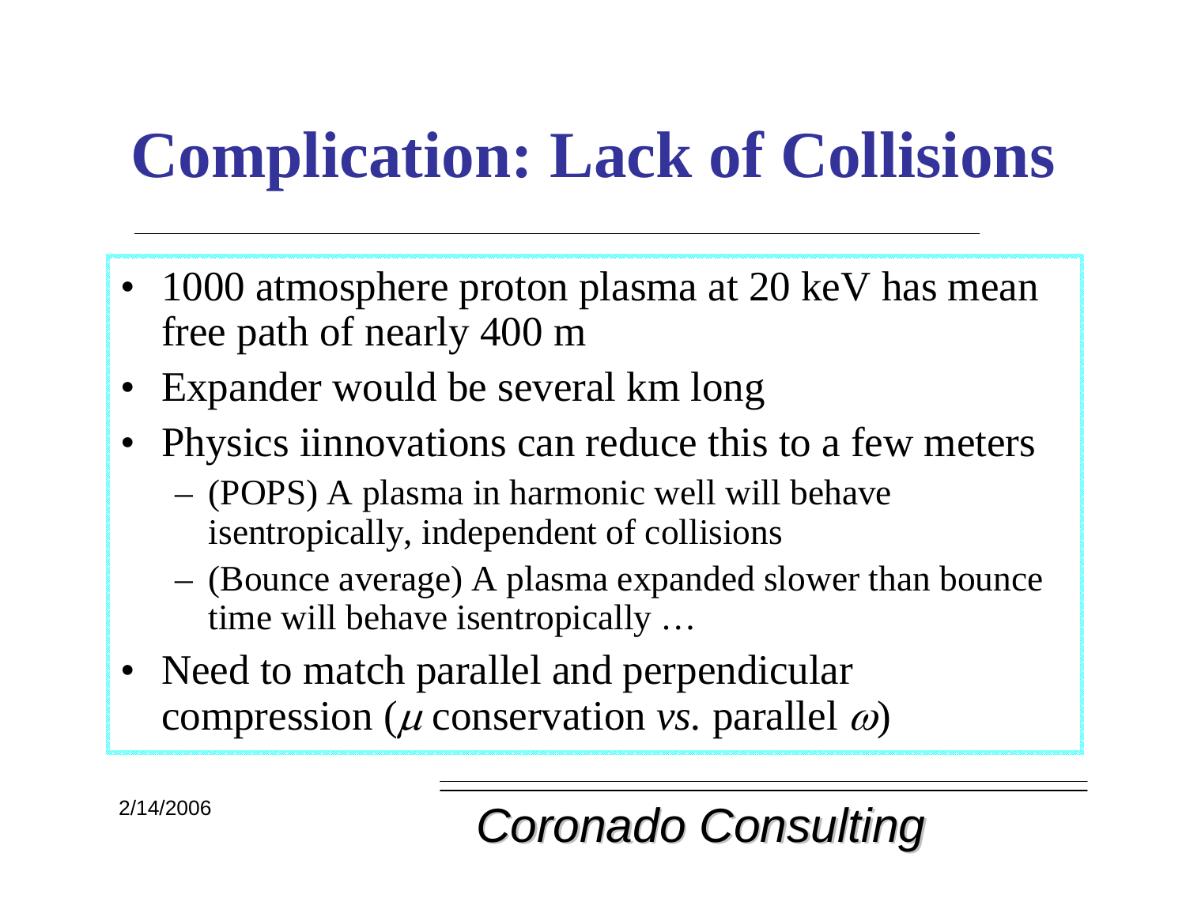# Complication: Lack of Collisions

- 1000 atmosphere proton plasma at 20 keV has mean free path of nearly 400 m
- Expander would be several km long
- Physics iinnovations can reduce this to a few meters
  - (POPS) A plasma in harmonic well will behave isentropically, independent of collisions
  - (Bounce average) A plasma expanded slower than bounce time will behave isentropically …
- Need to match parallel and perpendicular compression ($\mu$ conservation *vs.* parallel $\omega$)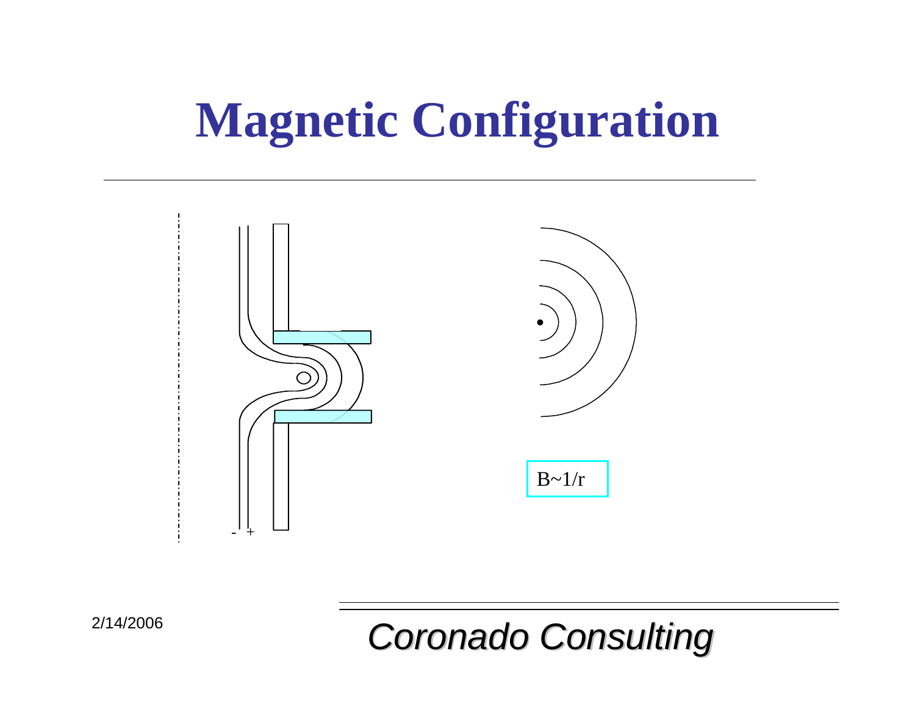# Magnetic Configuration

- +

$B \sim 1/r$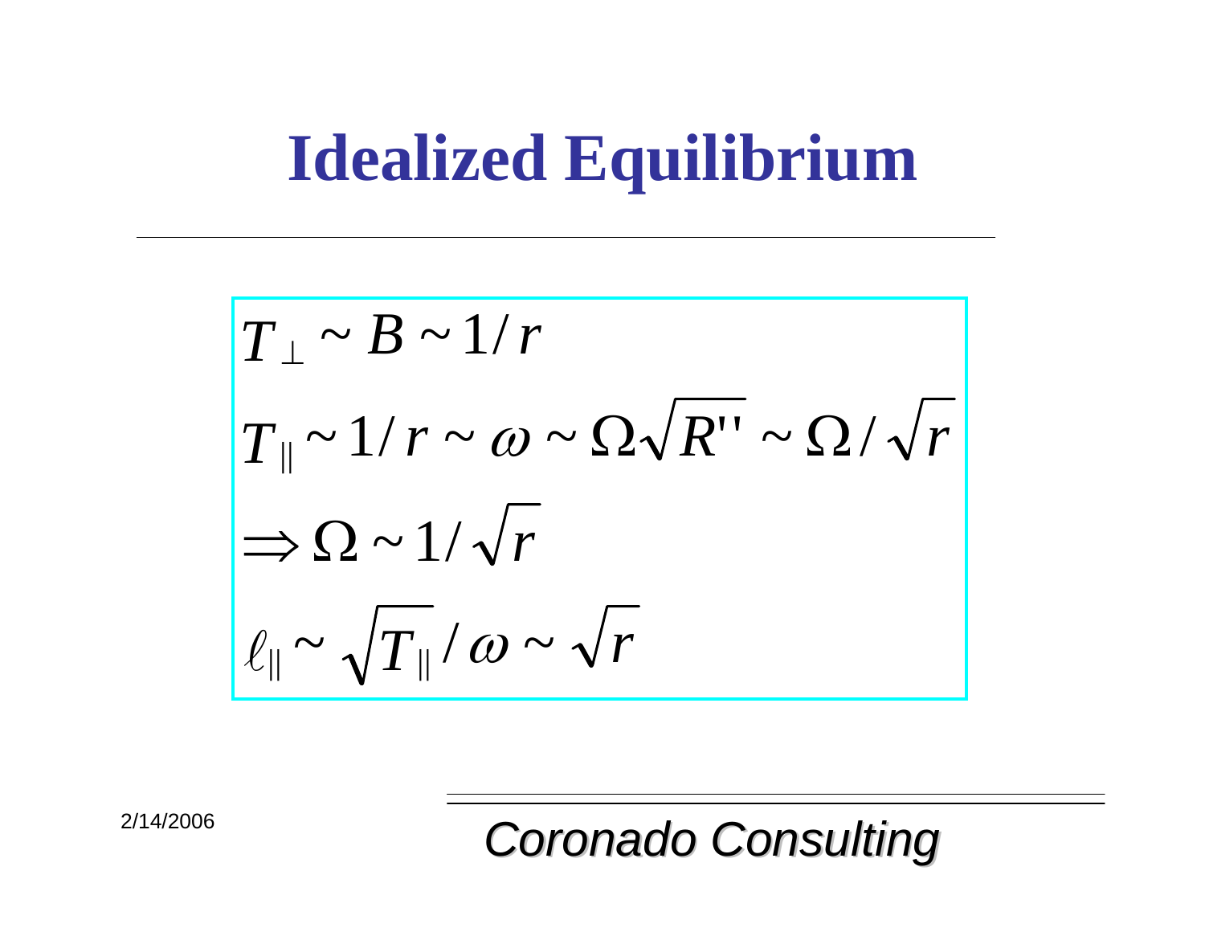# Idealized Equilibrium

$$T_\perp \sim B \sim 1/r$$

$$T_\parallel \sim 1/r \sim \omega \sim \Omega\sqrt{R''} \sim \Omega/\sqrt{r}$$

$$\Rightarrow \Omega \sim 1/\sqrt{r}$$

$$\ell_\parallel \sim \sqrt{T_\parallel}/\omega \sim \sqrt{r}$$

2/14/2006

*Coronado Consulting*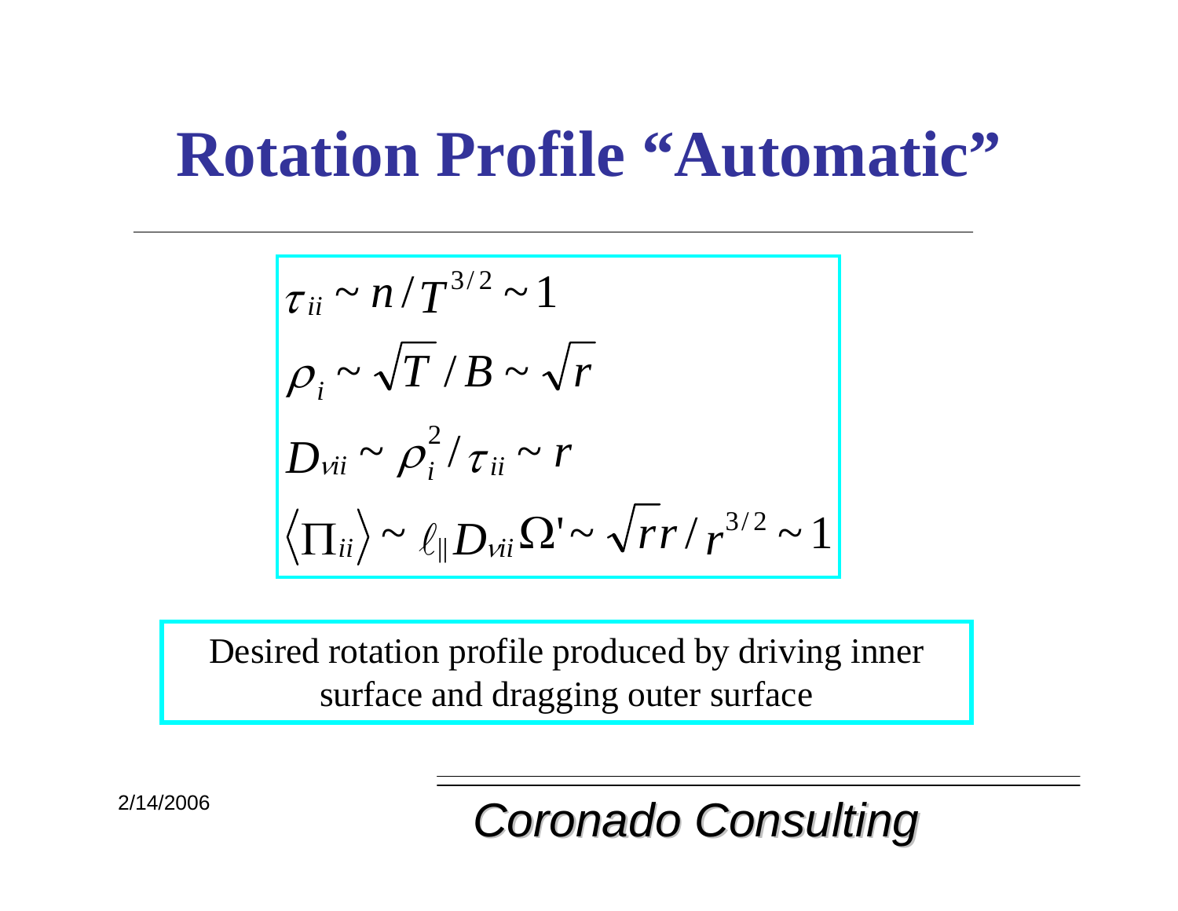# Rotation Profile "Automatic"

$$
\begin{aligned}
&\tau_{ii} \sim n / T^{3/2} \sim 1 \\
&\rho_i \sim \sqrt{T} / B \sim \sqrt{r} \\
&D_{vii} \sim \rho_i^2 / \tau_{ii} \sim r \\
&\langle \Pi_{ii} \rangle \sim \ell_{\parallel} D_{vii} \Omega' \sim \sqrt{r} r / r^{3/2} \sim 1
\end{aligned}
$$

Desired rotation profile produced by driving inner surface and dragging outer surface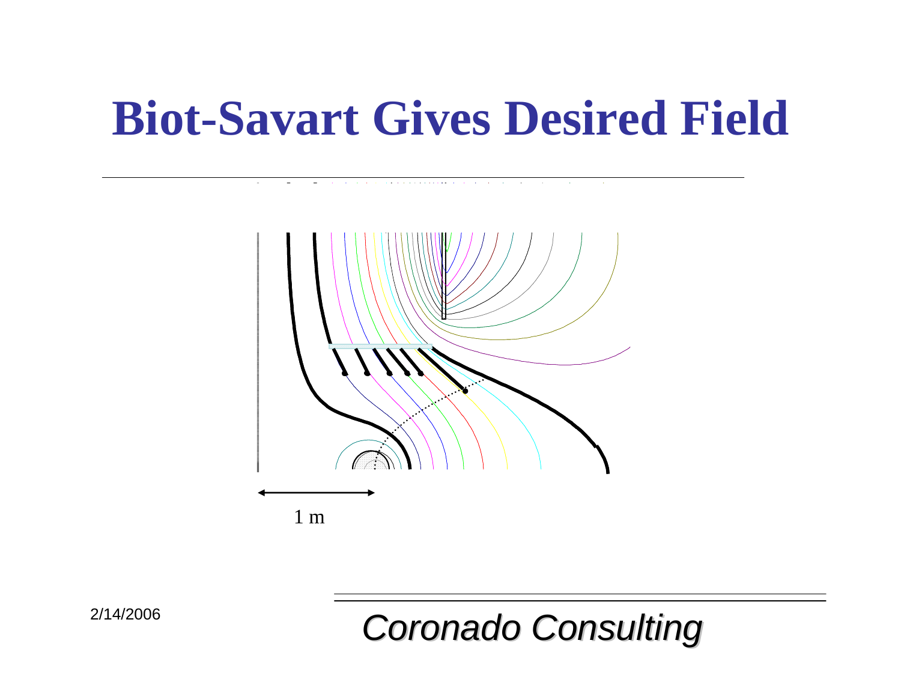# Biot-Savart Gives Desired Field

1 m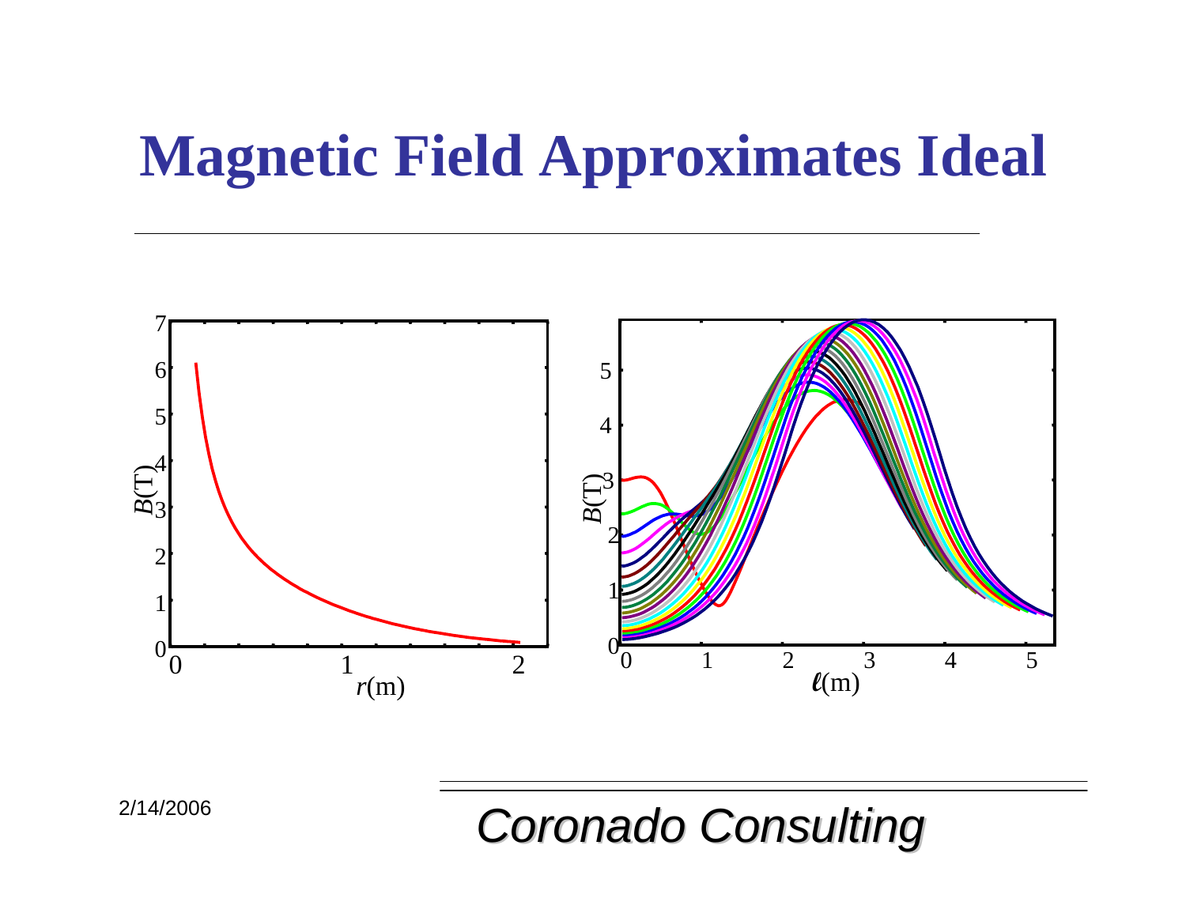# Magnetic Field Approximates Ideal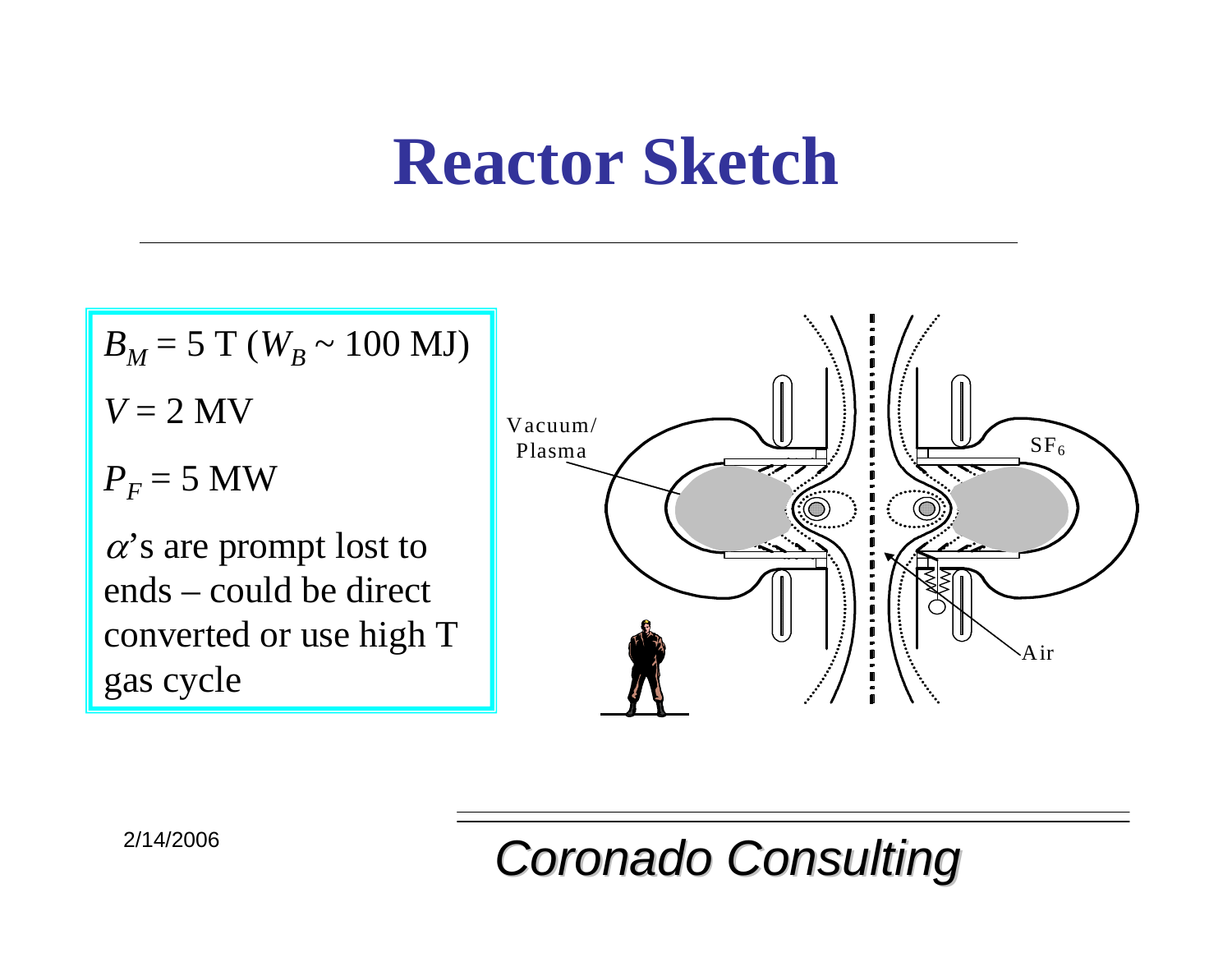# Reactor Sketch

$B_M$ = 5 T ($W_B$ ~ 100 MJ)

$V$ = 2 MV

$P_F$ = 5 MW

$\alpha$'s are prompt lost to ends – could be direct converted or use high T gas cycle

Vacuum/ Plasma

$SF_6$

Air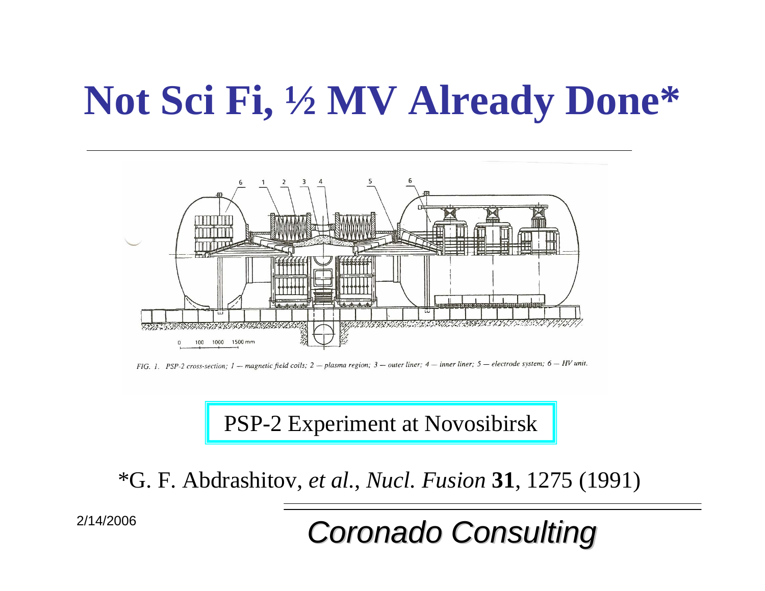# Not Sci Fi, ½ MV Already Done*

FIG. 1. PSP-2 cross-section; 1 — magnetic field coils; 2 — plasma region; 3 — outer liner; 4 — inner liner; 5 — electrode system; 6 — HV unit.

PSP-2 Experiment at Novosibirsk

*G. F. Abdrashitov, *et al.*, *Nucl. Fusion* **31**, 1275 (1991)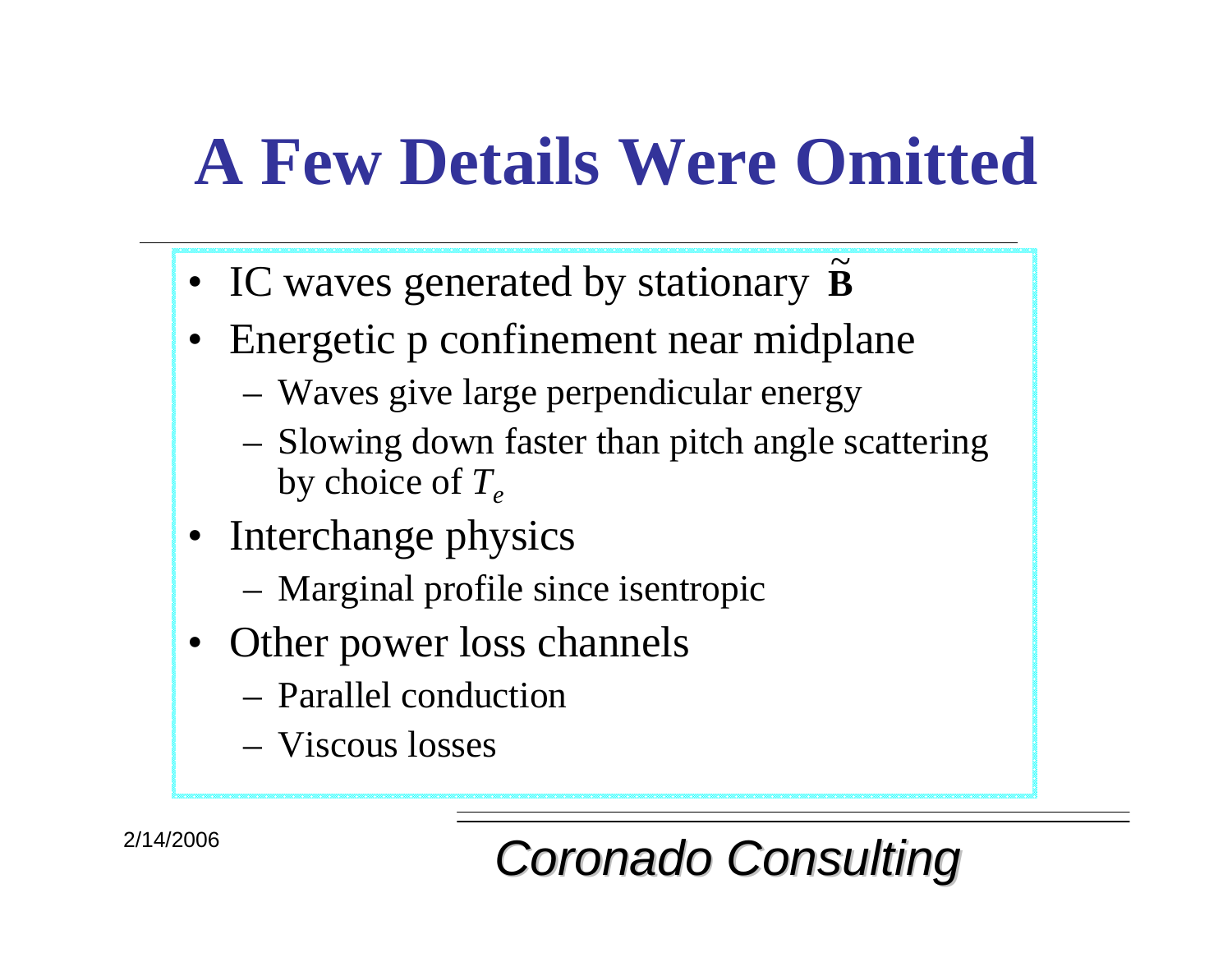# A Few Details Were Omitted

- IC waves generated by stationary $\tilde{\mathbf{B}}$
- Energetic p confinement near midplane
  - Waves give large perpendicular energy
  - Slowing down faster than pitch angle scattering by choice of $T_e$
- Interchange physics
  - Marginal profile since isentropic
- Other power loss channels
  - Parallel conduction
  - Viscous losses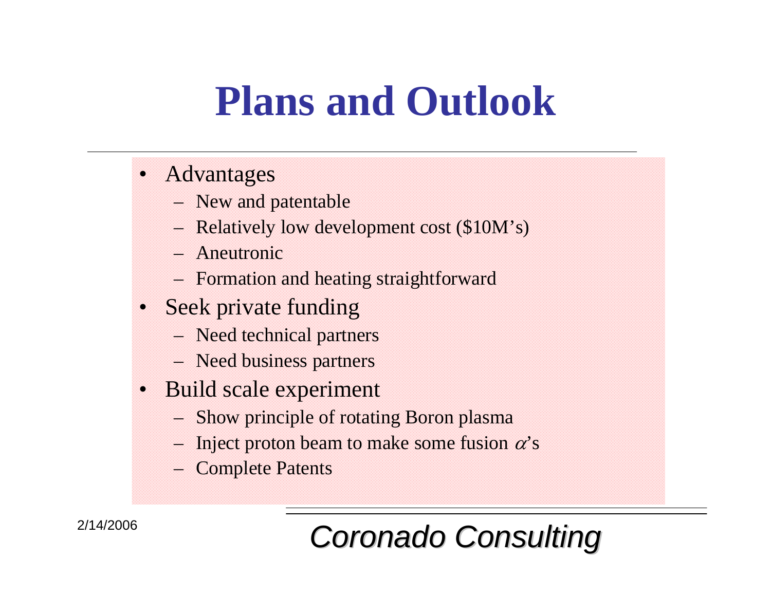# Plans and Outlook

- Advantages
  - New and patentable
  - Relatively low development cost ($10M's)
  - Aneutronic
  - Formation and heating straightforward
- Seek private funding
  - Need technical partners
  - Need business partners
- Build scale experiment
  - Show principle of rotating Boron plasma
  - Inject proton beam to make some fusion $\alpha$'s
  - Complete Patents